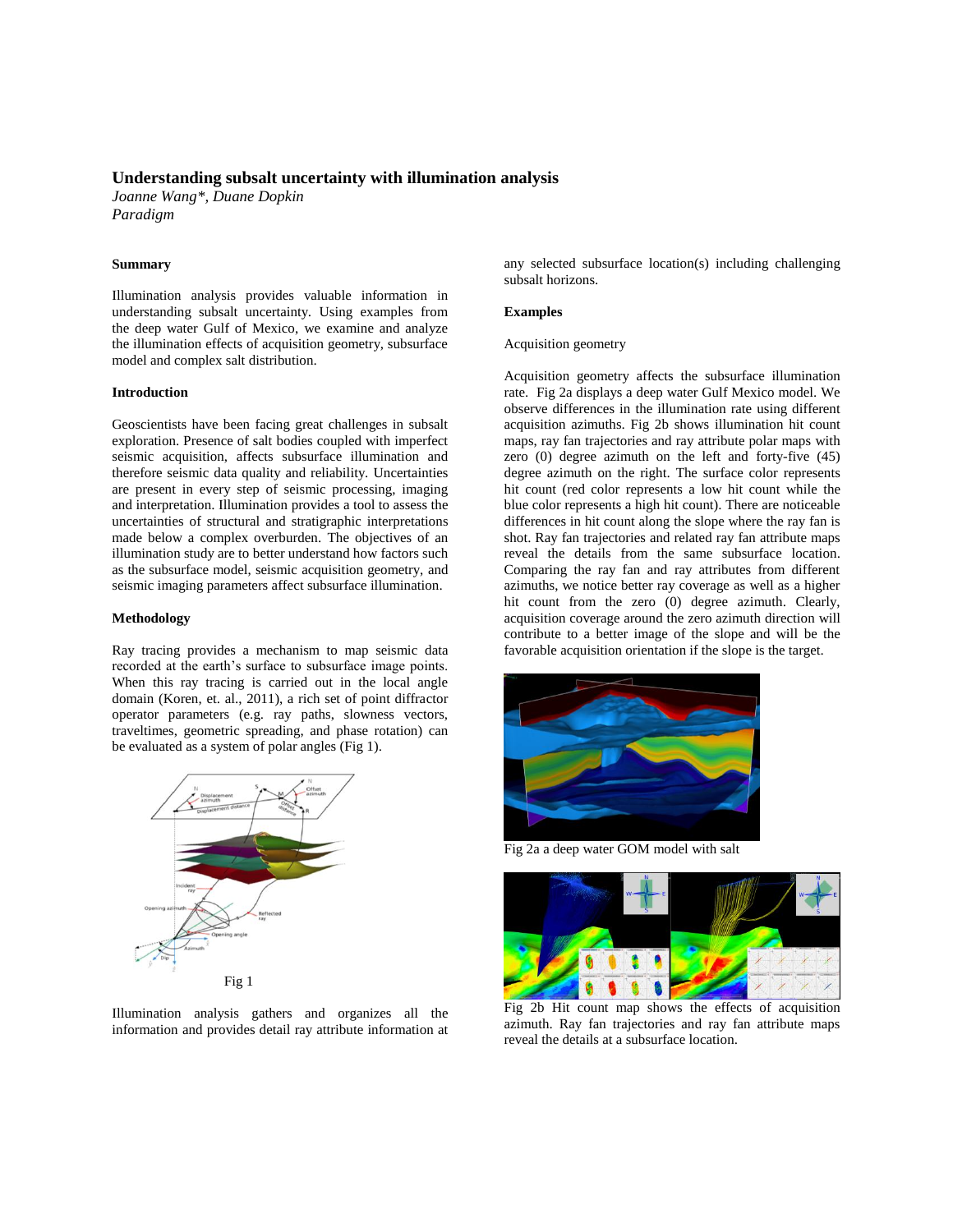# Understanding subsalt uncertainty with illumination analysis

*Joanne Wang\*, Duane Dopkin*
*Paradigm*

## Summary

Illumination analysis provides valuable information in understanding subsalt uncertainty. Using examples from the deep water Gulf of Mexico, we examine and analyze the illumination effects of acquisition geometry, subsurface model and complex salt distribution.

## Introduction

Geoscientists have been facing great challenges in subsalt exploration. Presence of salt bodies coupled with imperfect seismic acquisition, affects subsurface illumination and therefore seismic data quality and reliability. Uncertainties are present in every step of seismic processing, imaging and interpretation. Illumination provides a tool to assess the uncertainties of structural and stratigraphic interpretations made below a complex overburden. The objectives of an illumination study are to better understand how factors such as the subsurface model, seismic acquisition geometry, and seismic imaging parameters affect subsurface illumination.

## Methodology

Ray tracing provides a mechanism to map seismic data recorded at the earth's surface to subsurface image points. When this ray tracing is carried out in the local angle domain (Koren, et. al., 2011), a rich set of point diffractor operator parameters (e.g. ray paths, slowness vectors, traveltimes, geometric spreading, and phase rotation) can be evaluated as a system of polar angles (Fig 1).

Fig 1

Illumination analysis gathers and organizes all the information and provides detail ray attribute information at any selected subsurface location(s) including challenging subsalt horizons.

## Examples

Acquisition geometry

Acquisition geometry affects the subsurface illumination rate. Fig 2a displays a deep water Gulf Mexico model. We observe differences in the illumination rate using different acquisition azimuths. Fig 2b shows illumination hit count maps, ray fan trajectories and ray attribute polar maps with zero (0) degree azimuth on the left and forty-five (45) degree azimuth on the right. The surface color represents hit count (red color represents a low hit count while the blue color represents a high hit count). There are noticeable differences in hit count along the slope where the ray fan is shot. Ray fan trajectories and related ray fan attribute maps reveal the details from the same subsurface location. Comparing the ray fan and ray attributes from different azimuths, we notice better ray coverage as well as a higher hit count from the zero (0) degree azimuth. Clearly, acquisition coverage around the zero azimuth direction will contribute to a better image of the slope and will be the favorable acquisition orientation if the slope is the target.

Fig 2a a deep water GOM model with salt

Fig 2b Hit count map shows the effects of acquisition azimuth. Ray fan trajectories and ray fan attribute maps reveal the details at a subsurface location.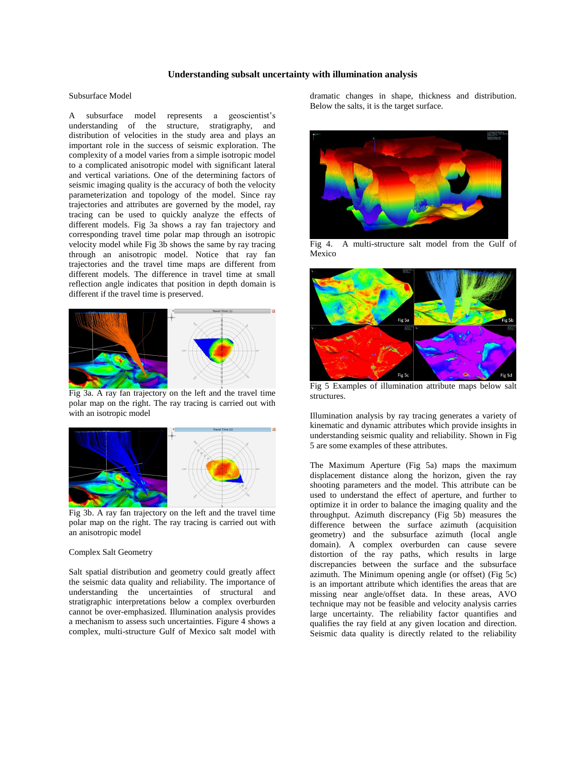# Understanding subsalt uncertainty with illumination analysis

## Subsurface Model

A subsurface model represents a geoscientist's understanding of the structure, stratigraphy, and distribution of velocities in the study area and plays an important role in the success of seismic exploration. The complexity of a model varies from a simple isotropic model to a complicated anisotropic model with significant lateral and vertical variations. One of the determining factors of seismic imaging quality is the accuracy of both the velocity parameterization and topology of the model. Since ray trajectories and attributes are governed by the model, ray tracing can be used to quickly analyze the effects of different models. Fig 3a shows a ray fan trajectory and corresponding travel time polar map through an isotropic velocity model while Fig 3b shows the same by ray tracing through an anisotropic model. Notice that ray fan trajectories and the travel time maps are different from different models. The difference in travel time at small reflection angle indicates that position in depth domain is different if the travel time is preserved.

Fig 3a. A ray fan trajectory on the left and the travel time polar map on the right. The ray tracing is carried out with with an isotropic model

Fig 3b. A ray fan trajectory on the left and the travel time polar map on the right. The ray tracing is carried out with an anisotropic model

## Complex Salt Geometry

Salt spatial distribution and geometry could greatly affect the seismic data quality and reliability. The importance of understanding the uncertainties of structural and stratigraphic interpretations below a complex overburden cannot be over-emphasized. Illumination analysis provides a mechanism to assess such uncertainties. Figure 4 shows a complex, multi-structure Gulf of Mexico salt model with dramatic changes in shape, thickness and distribution. Below the salts, it is the target surface.

Fig 4. A multi-structure salt model from the Gulf of Mexico

Fig 5 Examples of illumination attribute maps below salt structures.

Illumination analysis by ray tracing generates a variety of kinematic and dynamic attributes which provide insights in understanding seismic quality and reliability. Shown in Fig 5 are some examples of these attributes.

The Maximum Aperture (Fig 5a) maps the maximum displacement distance along the horizon, given the ray shooting parameters and the model. This attribute can be used to understand the effect of aperture, and further to optimize it in order to balance the imaging quality and the throughput. Azimuth discrepancy (Fig 5b) measures the difference between the surface azimuth (acquisition geometry) and the subsurface azimuth (local angle domain). A complex overburden can cause severe distortion of the ray paths, which results in large discrepancies between the surface and the subsurface azimuth. The Minimum opening angle (or offset) (Fig 5c) is an important attribute which identifies the areas that are missing near angle/offset data. In these areas, AVO technique may not be feasible and velocity analysis carries large uncertainty. The reliability factor quantifies and qualifies the ray field at any given location and direction. Seismic data quality is directly related to the reliability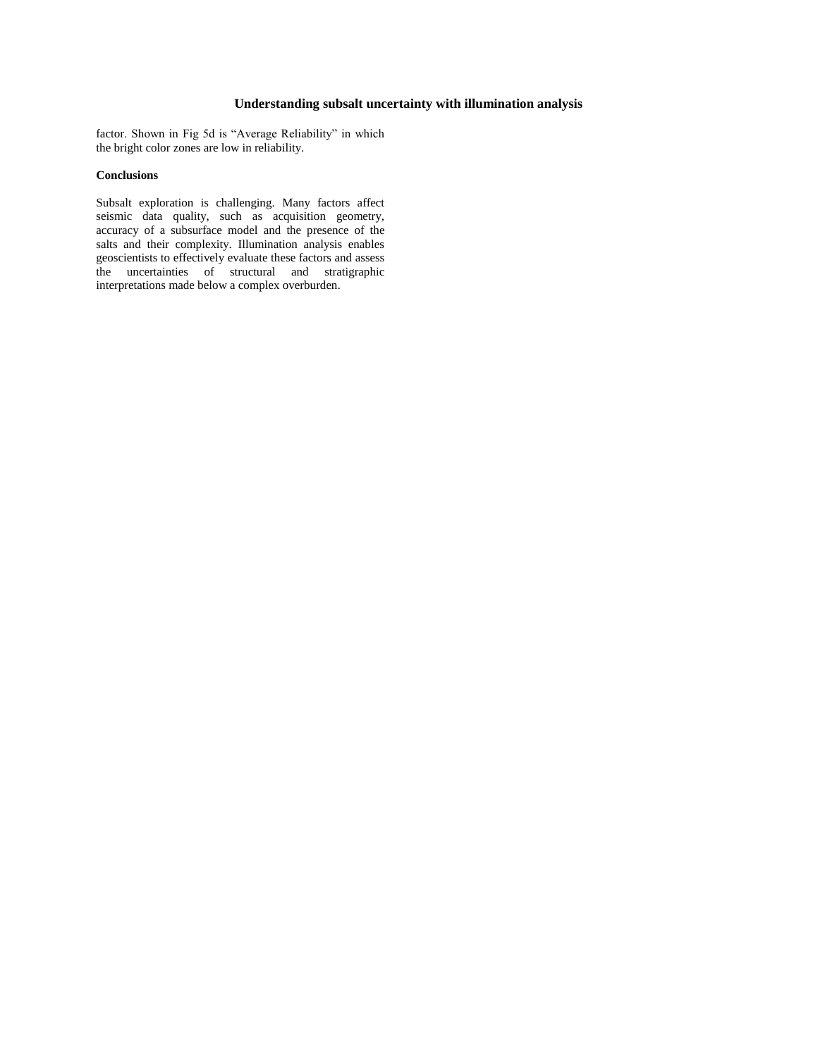factor. Shown in Fig 5d is "Average Reliability" in which the bright color zones are low in reliability.

## Conclusions

Subsalt exploration is challenging. Many factors affect seismic data quality, such as acquisition geometry, accuracy of a subsurface model and the presence of the salts and their complexity. Illumination analysis enables geoscientists to effectively evaluate these factors and assess the uncertainties of structural and stratigraphic interpretations made below a complex overburden.